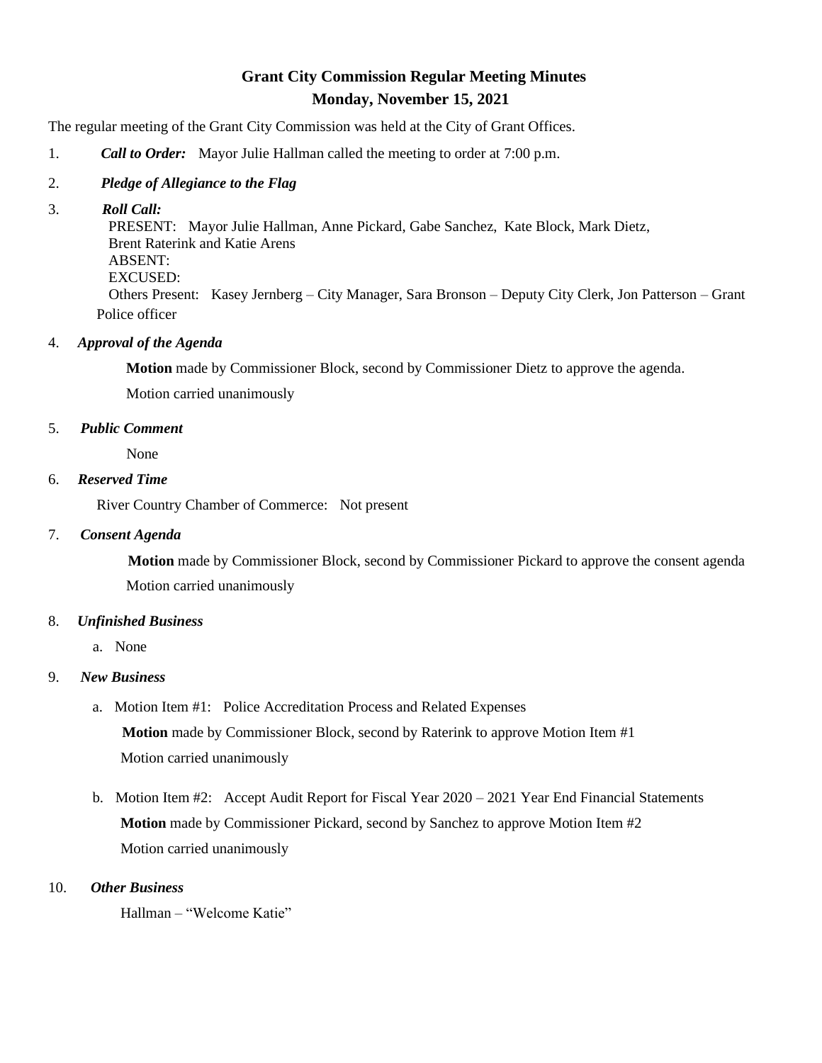# Grant City Commission Regular Meeting Minutes

## Monday, November 15, 2021

The regular meeting of the Grant City Commission was held at the City of Grant Offices.

1. ***Call to Order:*** Mayor Julie Hallman called the meeting to order at 7:00 p.m.

2. ***Pledge of Allegiance to the Flag***

3. ***Roll Call:***
   PRESENT: Mayor Julie Hallman, Anne Pickard, Gabe Sanchez, Kate Block, Mark Dietz, Brent Raterink and Katie Arens
   ABSENT:
   EXCUSED:
   Others Present: Kasey Jernberg – City Manager, Sara Bronson – Deputy City Clerk, Jon Patterson – Grant Police officer

4. ***Approval of the Agenda***

   **Motion** made by Commissioner Block, second by Commissioner Dietz to approve the agenda.

   Motion carried unanimously

5. ***Public Comment***

   None

6. ***Reserved Time***

   River Country Chamber of Commerce: Not present

7. ***Consent Agenda***

   **Motion** made by Commissioner Block, second by Commissioner Pickard to approve the consent agenda

   Motion carried unanimously

8. ***Unfinished Business***

   a. None

9. ***New Business***

   a. Motion Item #1: Police Accreditation Process and Related Expenses

   **Motion** made by Commissioner Block, second by Raterink to approve Motion Item #1

   Motion carried unanimously

   b. Motion Item #2: Accept Audit Report for Fiscal Year 2020 – 2021 Year End Financial Statements

   **Motion** made by Commissioner Pickard, second by Sanchez to approve Motion Item #2

   Motion carried unanimously

10. ***Other Business***

    Hallman – "Welcome Katie"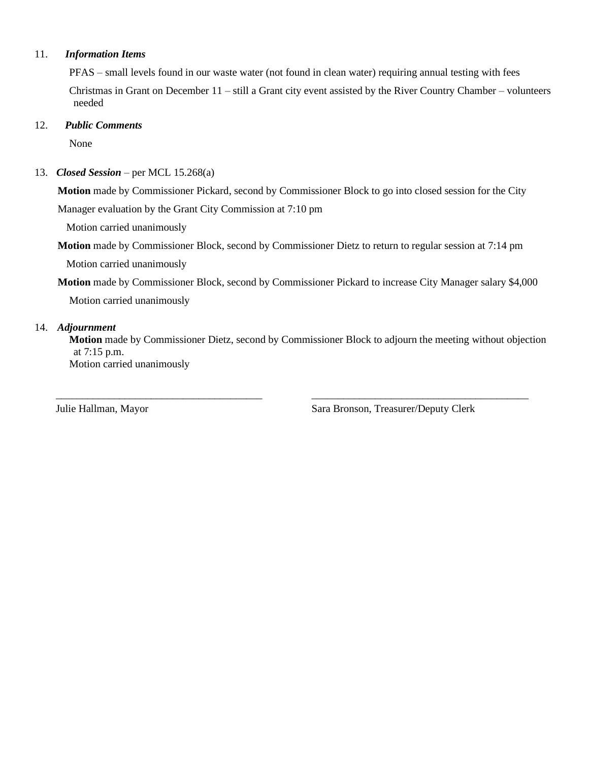11. ***Information Items***

PFAS – small levels found in our waste water (not found in clean water) requiring annual testing with fees

Christmas in Grant on December 11 – still a Grant city event assisted by the River Country Chamber – volunteers needed

12. ***Public Comments***

None

13. ***Closed Session*** – per MCL 15.268(a)

**Motion** made by Commissioner Pickard, second by Commissioner Block to go into closed session for the City Manager evaluation by the Grant City Commission at 7:10 pm

Motion carried unanimously

**Motion** made by Commissioner Block, second by Commissioner Dietz to return to regular session at 7:14 pm

Motion carried unanimously

**Motion** made by Commissioner Block, second by Commissioner Pickard to increase City Manager salary $4,000

Motion carried unanimously

14. ***Adjournment***

**Motion** made by Commissioner Dietz, second by Commissioner Block to adjourn the meeting without objection at 7:15 p.m.

Motion carried unanimously

_______________________________________ Julie Hallman, Mayor

_________________________________________ Sara Bronson, Treasurer/Deputy Clerk